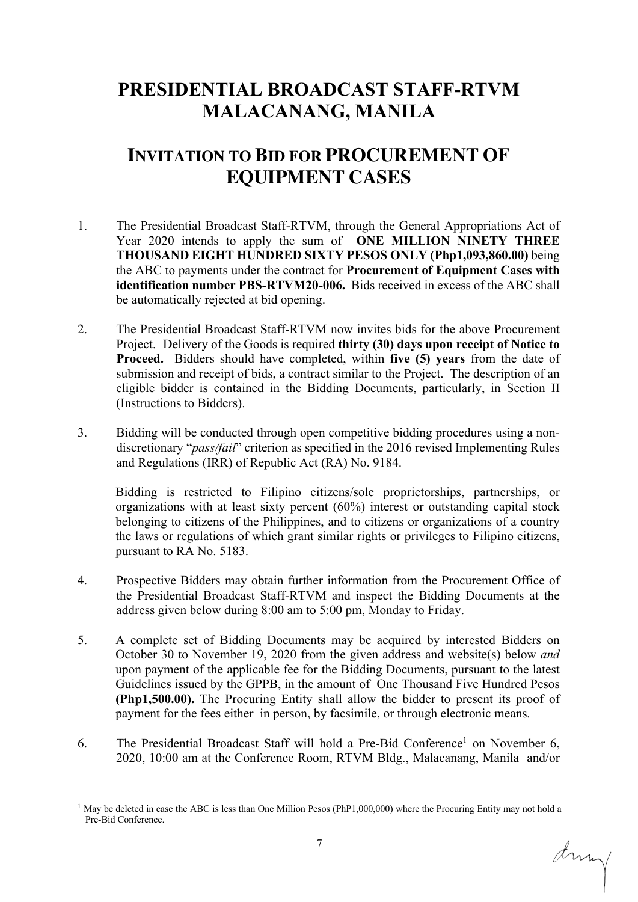# PRESIDENTIAL BROADCAST STAFF-RTVM MALACANANG, MANILA

# INVITATION TO BID FOR PROCUREMENT OF EQUIPMENT CASES

1. The Presidential Broadcast Staff-RTVM, through the General Appropriations Act of Year 2020 intends to apply the sum of **ONE MILLION NINETY THREE THOUSAND EIGHT HUNDRED SIXTY PESOS ONLY (Php1,093,860.00)** being the ABC to payments under the contract for **Procurement of Equipment Cases with identification number PBS-RTVM20-006.** Bids received in excess of the ABC shall be automatically rejected at bid opening.

2. The Presidential Broadcast Staff-RTVM now invites bids for the above Procurement Project. Delivery of the Goods is required **thirty (30) days upon receipt of Notice to Proceed.** Bidders should have completed, within **five (5) years** from the date of submission and receipt of bids, a contract similar to the Project. The description of an eligible bidder is contained in the Bidding Documents, particularly, in Section II (Instructions to Bidders).

3. Bidding will be conducted through open competitive bidding procedures using a non-discretionary "*pass/fail*" criterion as specified in the 2016 revised Implementing Rules and Regulations (IRR) of Republic Act (RA) No. 9184.

   Bidding is restricted to Filipino citizens/sole proprietorships, partnerships, or organizations with at least sixty percent (60%) interest or outstanding capital stock belonging to citizens of the Philippines, and to citizens or organizations of a country the laws or regulations of which grant similar rights or privileges to Filipino citizens, pursuant to RA No. 5183.

4. Prospective Bidders may obtain further information from the Procurement Office of the Presidential Broadcast Staff-RTVM and inspect the Bidding Documents at the address given below during 8:00 am to 5:00 pm, Monday to Friday.

5. A complete set of Bidding Documents may be acquired by interested Bidders on October 30 to November 19, 2020 from the given address and website(s) below *and* upon payment of the applicable fee for the Bidding Documents, pursuant to the latest Guidelines issued by the GPPB, in the amount of One Thousand Five Hundred Pesos **(Php1,500.00).** The Procuring Entity shall allow the bidder to present its proof of payment for the fees either in person, by facsimile, or through electronic means.

6. The Presidential Broadcast Staff will hold a Pre-Bid Conference[1] on November 6, 2020, 10:00 am at the Conference Room, RTVM Bldg., Malacanang, Manila and/or

[1] May be deleted in case the ABC is less than One Million Pesos (PhP1,000,000) where the Procuring Entity may not hold a Pre-Bid Conference.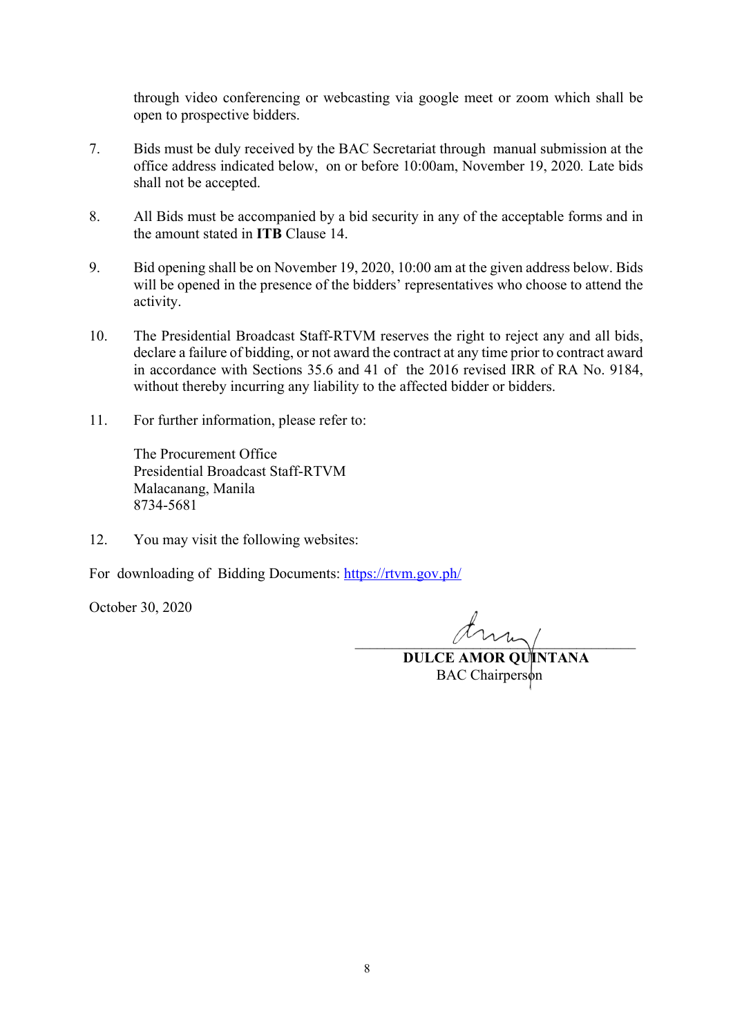through video conferencing or webcasting via google meet or zoom which shall be open to prospective bidders.

7. Bids must be duly received by the BAC Secretariat through manual submission at the office address indicated below, on or before 10:00am, November 19, 2020. Late bids shall not be accepted.

8. All Bids must be accompanied by a bid security in any of the acceptable forms and in the amount stated in **ITB** Clause 14.

9. Bid opening shall be on November 19, 2020, 10:00 am at the given address below. Bids will be opened in the presence of the bidders' representatives who choose to attend the activity.

10. The Presidential Broadcast Staff-RTVM reserves the right to reject any and all bids, declare a failure of bidding, or not award the contract at any time prior to contract award in accordance with Sections 35.6 and 41 of the 2016 revised IRR of RA No. 9184, without thereby incurring any liability to the affected bidder or bidders.

11. For further information, please refer to:

    The Procurement Office
    Presidential Broadcast Staff-RTVM
    Malacanang, Manila
    8734-5681

12. You may visit the following websites:

For downloading of Bidding Documents: https://rtvm.gov.ph/

October 30, 2020

**DULCE AMOR QUINTANA**
BAC Chairperson